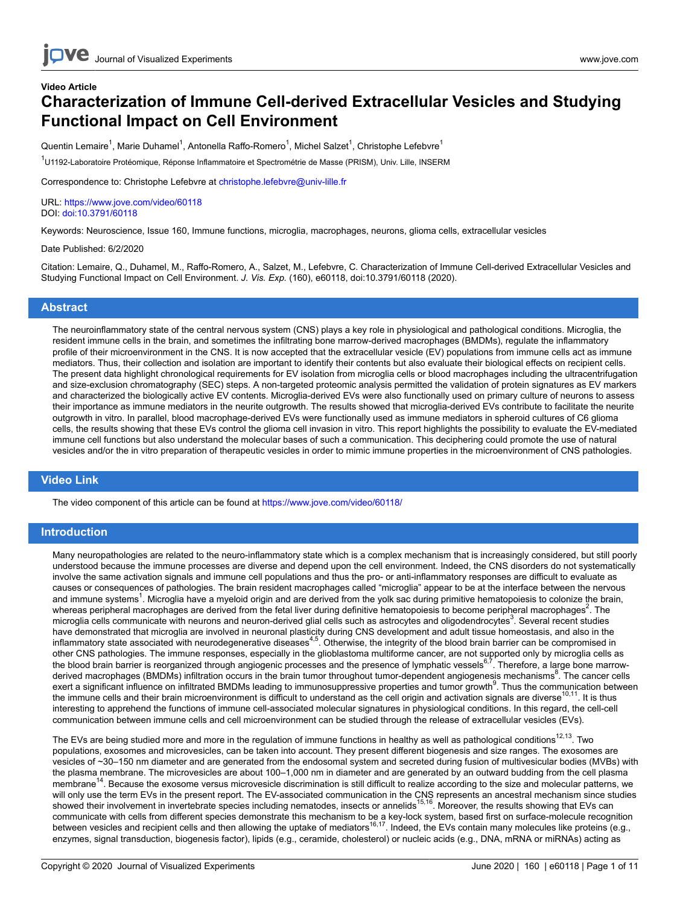Video Article

# Characterization of Immune Cell-derived Extracellular Vesicles and Studying Functional Impact on Cell Environment

Quentin Lemaire[1], Marie Duhamel[1], Antonella Raffo-Romero[1], Michel Salzet[1], Christophe Lefebvre[1]

[1]U1192-Laboratoire Protéomique, Réponse Inflammatoire et Spectrométrie de Masse (PRISM), Univ. Lille, INSERM

Correspondence to: Christophe Lefebvre at christophe.lefebvre@univ-lille.fr

URL: https://www.jove.com/video/60118
DOI: doi:10.3791/60118

Keywords: Neuroscience, Issue 160, Immune functions, microglia, macrophages, neurons, glioma cells, extracellular vesicles

Date Published: 6/2/2020

Citation: Lemaire, Q., Duhamel, M., Raffo-Romero, A., Salzet, M., Lefebvre, C. Characterization of Immune Cell-derived Extracellular Vesicles and Studying Functional Impact on Cell Environment. *J. Vis. Exp.* (160), e60118, doi:10.3791/60118 (2020).

## Abstract

The neuroinflammatory state of the central nervous system (CNS) plays a key role in physiological and pathological conditions. Microglia, the resident immune cells in the brain, and sometimes the infiltrating bone marrow-derived macrophages (BMDMs), regulate the inflammatory profile of their microenvironment in the CNS. It is now accepted that the extracellular vesicle (EV) populations from immune cells act as immune mediators. Thus, their collection and isolation are important to identify their contents but also evaluate their biological effects on recipient cells. The present data highlight chronological requirements for EV isolation from microglia cells or blood macrophages including the ultracentrifugation and size-exclusion chromatography (SEC) steps. A non-targeted proteomic analysis permitted the validation of protein signatures as EV markers and characterized the biologically active EV contents. Microglia-derived EVs were also functionally used on primary culture of neurons to assess their importance as immune mediators in the neurite outgrowth. The results showed that microglia-derived EVs contribute to facilitate the neurite outgrowth in vitro. In parallel, blood macrophage-derived EVs were functionally used as immune mediators in spheroid cultures of C6 glioma cells, the results showing that these EVs control the glioma cell invasion in vitro. This report highlights the possibility to evaluate the EV-mediated immune cell functions but also understand the molecular bases of such a communication. This deciphering could promote the use of natural vesicles and/or the in vitro preparation of therapeutic vesicles in order to mimic immune properties in the microenvironment of CNS pathologies.

## Video Link

The video component of this article can be found at https://www.jove.com/video/60118/

## Introduction

Many neuropathologies are related to the neuro-inflammatory state which is a complex mechanism that is increasingly considered, but still poorly understood because the immune processes are diverse and depend upon the cell environment. Indeed, the CNS disorders do not systematically involve the same activation signals and immune cell populations and thus the pro- or anti-inflammatory responses are difficult to evaluate as causes or consequences of pathologies. The brain resident macrophages called "microglia" appear to be at the interface between the nervous and immune systems[1]. Microglia have a myeloid origin and are derived from the yolk sac during primitive hematopoiesis to colonize the brain, whereas peripheral macrophages are derived from the fetal liver during definitive hematopoiesis to become peripheral macrophages[2]. The microglia cells communicate with neurons and neuron-derived glial cells such as astrocytes and oligodendrocytes[3]. Several recent studies have demonstrated that microglia are involved in neuronal plasticity during CNS development and adult tissue homeostasis, and also in the inflammatory state associated with neurodegenerative diseases[4,5]. Otherwise, the integrity of the blood brain barrier can be compromised in other CNS pathologies. The immune responses, especially in the glioblastoma multiforme cancer, are not supported only by microglia cells as the blood brain barrier is reorganized through angiogenic processes and the presence of lymphatic vessels[6,7]. Therefore, a large bone marrow-derived macrophages (BMDMs) infiltration occurs in the brain tumor throughout tumor-dependent angiogenesis mechanisms[8]. The cancer cells exert a significant influence on infiltrated BMDMs leading to immunosuppressive properties and tumor growth[9]. Thus the communication between the immune cells and their brain microenvironment is difficult to understand as the cell origin and activation signals are diverse[10,11]. It is thus interesting to apprehend the functions of immune cell-associated molecular signatures in physiological conditions. In this regard, the cell-cell communication between immune cells and cell microenvironment can be studied through the release of extracellular vesicles (EVs).

The EVs are being studied more and more in the regulation of immune functions in healthy as well as pathological conditions[12,13]. Two populations, exosomes and microvesicles, can be taken into account. They present different biogenesis and size ranges. The exosomes are vesicles of ~30–150 nm diameter and are generated from the endosomal system and secreted during fusion of multivesicular bodies (MVBs) with the plasma membrane. The microvesicles are about 100–1,000 nm in diameter and are generated by an outward budding from the cell plasma membrane[14]. Because the exosome versus microvesicle discrimination is still difficult to realize according to the size and molecular patterns, we will only use the term EVs in the present report. The EV-associated communication in the CNS represents an ancestral mechanism since studies showed their involvement in invertebrate species including nematodes, insects or annelids[15,16]. Moreover, the results showing that EVs can communicate with cells from different species demonstrate this mechanism to be a key-lock system, based first on surface-molecule recognition between vesicles and recipient cells and then allowing the uptake of mediators[16,17]. Indeed, the EVs contain many molecules like proteins (e.g., enzymes, signal transduction, biogenesis factor), lipids (e.g., ceramide, cholesterol) or nucleic acids (e.g., DNA, mRNA or miRNAs) acting as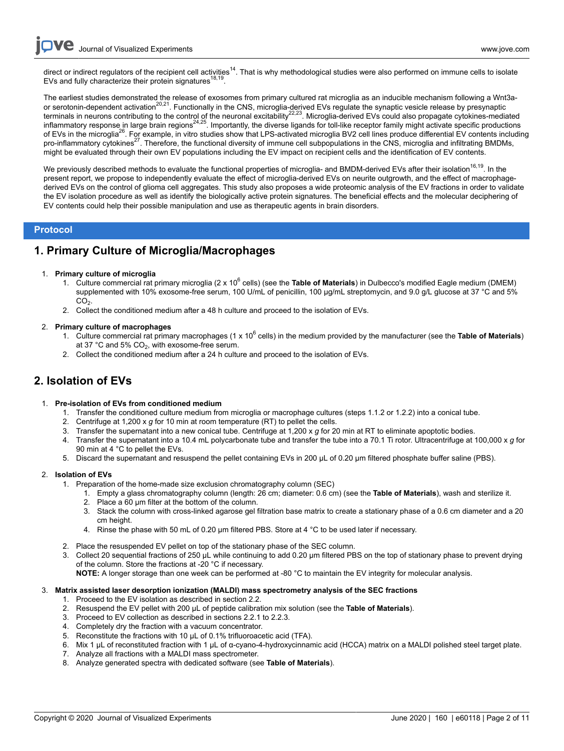direct or indirect regulators of the recipient cell activities[14]. That is why methodological studies were also performed on immune cells to isolate EVs and fully characterize their protein signatures[18,19].

The earliest studies demonstrated the release of exosomes from primary cultured rat microglia as an inducible mechanism following a Wnt3a- or serotonin-dependent activation[20,21]. Functionally in the CNS, microglia-derived EVs regulate the synaptic vesicle release by presynaptic terminals in neurons contributing to the control of the neuronal excitability[22,23]. Microglia-derived EVs could also propagate cytokines-mediated inflammatory response in large brain regions[24,25]. Importantly, the diverse ligands for toll-like receptor family might activate specific productions of EVs in the microglia[26]. For example, in vitro studies show that LPS-activated microglia BV2 cell lines produce differential EV contents including pro-inflammatory cytokines[27]. Therefore, the functional diversity of immune cell subpopulations in the CNS, microglia and infiltrating BMDMs, might be evaluated through their own EV populations including the EV impact on recipient cells and the identification of EV contents.

We previously described methods to evaluate the functional properties of microglia- and BMDM-derived EVs after their isolation[16,19]. In the present report, we propose to independently evaluate the effect of microglia-derived EVs on neurite outgrowth, and the effect of macrophage-derived EVs on the control of glioma cell aggregates. This study also proposes a wide proteomic analysis of the EV fractions in order to validate the EV isolation procedure as well as identify the biologically active protein signatures. The beneficial effects and the molecular deciphering of EV contents could help their possible manipulation and use as therapeutic agents in brain disorders.

## Protocol

## 1. Primary Culture of Microglia/Macrophages

1. **Primary culture of microglia**
   1. Culture commercial rat primary microglia (2 x $10^6$ cells) (see the **Table of Materials**) in Dulbecco's modified Eagle medium (DMEM) supplemented with 10% exosome-free serum, 100 U/mL of penicillin, 100 µg/mL streptomycin, and 9.0 g/L glucose at 37 °C and 5% $CO_2$.
   2. Collect the conditioned medium after a 48 h culture and proceed to the isolation of EVs.
2. **Primary culture of macrophages**
   1. Culture commercial rat primary macrophages (1 x $10^6$ cells) in the medium provided by the manufacturer (see the **Table of Materials**) at 37 °C and 5% $CO_2$, with exosome-free serum.
   2. Collect the conditioned medium after a 24 h culture and proceed to the isolation of EVs.

## 2. Isolation of EVs

1. **Pre-isolation of EVs from conditioned medium**
   1. Transfer the conditioned culture medium from microglia or macrophage cultures (steps 1.1.2 or 1.2.2) into a conical tube.
   2. Centrifuge at 1,200 x *g* for 10 min at room temperature (RT) to pellet the cells.
   3. Transfer the supernatant into a new conical tube. Centrifuge at 1,200 x *g* for 20 min at RT to eliminate apoptotic bodies.
   4. Transfer the supernatant into a 10.4 mL polycarbonate tube and transfer the tube into a 70.1 Ti rotor. Ultracentrifuge at 100,000 x *g* for 90 min at 4 °C to pellet the EVs.
   5. Discard the supernatant and resuspend the pellet containing EVs in 200 µL of 0.20 µm filtered phosphate buffer saline (PBS).
2. **Isolation of EVs**
   1. Preparation of the home-made size exclusion chromatography column (SEC)
      1. Empty a glass chromatography column (length: 26 cm; diameter: 0.6 cm) (see the **Table of Materials**), wash and sterilize it.
      2. Place a 60 µm filter at the bottom of the column.
      3. Stack the column with cross-linked agarose gel filtration base matrix to create a stationary phase of a 0.6 cm diameter and a 20 cm height.
      4. Rinse the phase with 50 mL of 0.20 µm filtered PBS. Store at 4 °C to be used later if necessary.
   2. Place the resuspended EV pellet on top of the stationary phase of the SEC column.
   3. Collect 20 sequential fractions of 250 µL while continuing to add 0.20 µm filtered PBS on the top of stationary phase to prevent drying of the column. Store the fractions at -20 °C if necessary.
      **NOTE:** A longer storage than one week can be performed at -80 °C to maintain the EV integrity for molecular analysis.
3. **Matrix assisted laser desorption ionization (MALDI) mass spectrometry analysis of the SEC fractions**
   1. Proceed to the EV isolation as described in section 2.2.
   2. Resuspend the EV pellet with 200 µL of peptide calibration mix solution (see the **Table of Materials**).
   3. Proceed to EV collection as described in sections 2.2.1 to 2.2.3.
   4. Completely dry the fraction with a vacuum concentrator.
   5. Reconstitute the fractions with 10 µL of 0.1% trifluoroacetic acid (TFA).
   6. Mix 1 µL of reconstituted fraction with 1 µL of α-cyano-4-hydroxycinnamic acid (HCCA) matrix on a MALDI polished steel target plate.
   7. Analyze all fractions with a MALDI mass spectrometer.
   8. Analyze generated spectra with dedicated software (see **Table of Materials**).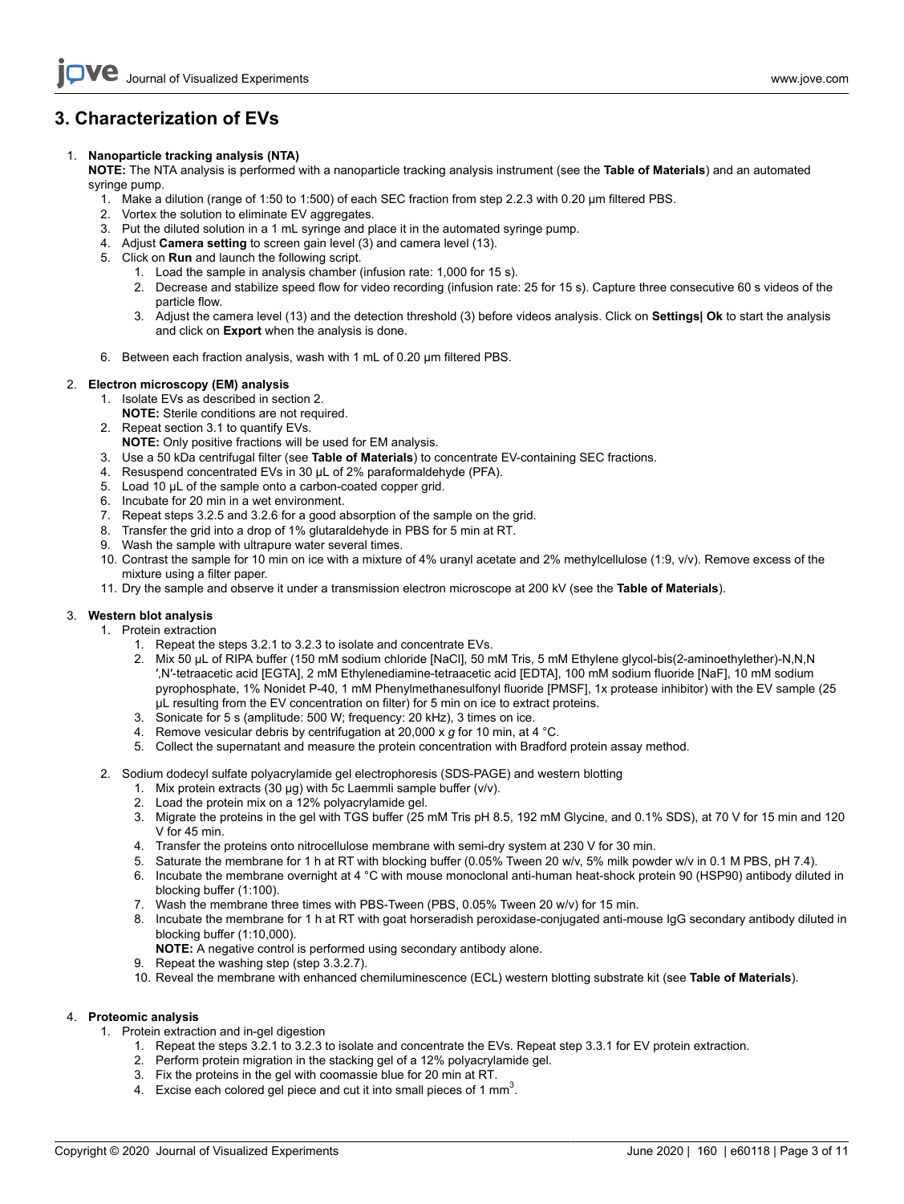## 3. Characterization of EVs

1. **Nanoparticle tracking analysis (NTA)**
   **NOTE:** The NTA analysis is performed with a nanoparticle tracking analysis instrument (see the **Table of Materials**) and an automated syringe pump.
   1. Make a dilution (range of 1:50 to 1:500) of each SEC fraction from step 2.2.3 with 0.20 µm filtered PBS.
   2. Vortex the solution to eliminate EV aggregates.
   3. Put the diluted solution in a 1 mL syringe and place it in the automated syringe pump.
   4. Adjust **Camera setting** to screen gain level (3) and camera level (13).
   5. Click on **Run** and launch the following script.
      1. Load the sample in analysis chamber (infusion rate: 1,000 for 15 s).
      2. Decrease and stabilize speed flow for video recording (infusion rate: 25 for 15 s). Capture three consecutive 60 s videos of the particle flow.
      3. Adjust the camera level (13) and the detection threshold (3) before videos analysis. Click on **Settings| Ok** to start the analysis and click on **Export** when the analysis is done.
   6. Between each fraction analysis, wash with 1 mL of 0.20 µm filtered PBS.

2. **Electron microscopy (EM) analysis**
   1. Isolate EVs as described in section 2.
      **NOTE:** Sterile conditions are not required.
   2. Repeat section 3.1 to quantify EVs.
      **NOTE:** Only positive fractions will be used for EM analysis.
   3. Use a 50 kDa centrifugal filter (see **Table of Materials**) to concentrate EV-containing SEC fractions.
   4. Resuspend concentrated EVs in 30 µL of 2% paraformaldehyde (PFA).
   5. Load 10 µL of the sample onto a carbon-coated copper grid.
   6. Incubate for 20 min in a wet environment.
   7. Repeat steps 3.2.5 and 3.2.6 for a good absorption of the sample on the grid.
   8. Transfer the grid into a drop of 1% glutaraldehyde in PBS for 5 min at RT.
   9. Wash the sample with ultrapure water several times.
   10. Contrast the sample for 10 min on ice with a mixture of 4% uranyl acetate and 2% methylcellulose (1:9, v/v). Remove excess of the mixture using a filter paper.
   11. Dry the sample and observe it under a transmission electron microscope at 200 kV (see the **Table of Materials**).

3. **Western blot analysis**
   1. Protein extraction
      1. Repeat the steps 3.2.1 to 3.2.3 to isolate and concentrate EVs.
      2. Mix 50 µL of RIPA buffer (150 mM sodium chloride [NaCl], 50 mM Tris, 5 mM Ethylene glycol-bis(2-aminoethylether)-N,N,N ′,N′-tetraacetic acid [EGTA], 2 mM Ethylenediamine-tetraacetic acid [EDTA], 100 mM sodium fluoride [NaF], 10 mM sodium pyrophosphate, 1% Nonidet P-40, 1 mM Phenylmethanesulfonyl fluoride [PMSF], 1x protease inhibitor) with the EV sample (25 µL resulting from the EV concentration on filter) for 5 min on ice to extract proteins.
      3. Sonicate for 5 s (amplitude: 500 W; frequency: 20 kHz), 3 times on ice.
      4. Remove vesicular debris by centrifugation at 20,000 x *g* for 10 min, at 4 °C.
      5. Collect the supernatant and measure the protein concentration with Bradford protein assay method.
   2. Sodium dodecyl sulfate polyacrylamide gel electrophoresis (SDS-PAGE) and western blotting
      1. Mix protein extracts (30 µg) with 5c Laemmli sample buffer (v/v).
      2. Load the protein mix on a 12% polyacrylamide gel.
      3. Migrate the proteins in the gel with TGS buffer (25 mM Tris pH 8.5, 192 mM Glycine, and 0.1% SDS), at 70 V for 15 min and 120 V for 45 min.
      4. Transfer the proteins onto nitrocellulose membrane with semi-dry system at 230 V for 30 min.
      5. Saturate the membrane for 1 h at RT with blocking buffer (0.05% Tween 20 w/v, 5% milk powder w/v in 0.1 M PBS, pH 7.4).
      6. Incubate the membrane overnight at 4 °C with mouse monoclonal anti-human heat-shock protein 90 (HSP90) antibody diluted in blocking buffer (1:100).
      7. Wash the membrane three times with PBS-Tween (PBS, 0.05% Tween 20 w/v) for 15 min.
      8. Incubate the membrane for 1 h at RT with goat horseradish peroxidase-conjugated anti-mouse IgG secondary antibody diluted in blocking buffer (1:10,000).
         **NOTE:** A negative control is performed using secondary antibody alone.
      9. Repeat the washing step (step 3.3.2.7).
      10. Reveal the membrane with enhanced chemiluminescence (ECL) western blotting substrate kit (see **Table of Materials**).

4. **Proteomic analysis**
   1. Protein extraction and in-gel digestion
      1. Repeat the steps 3.2.1 to 3.2.3 to isolate and concentrate the EVs. Repeat step 3.3.1 for EV protein extraction.
      2. Perform protein migration in the stacking gel of a 12% polyacrylamide gel.
      3. Fix the proteins in the gel with coomassie blue for 20 min at RT.
      4. Excise each colored gel piece and cut it into small pieces of 1 $mm^3$.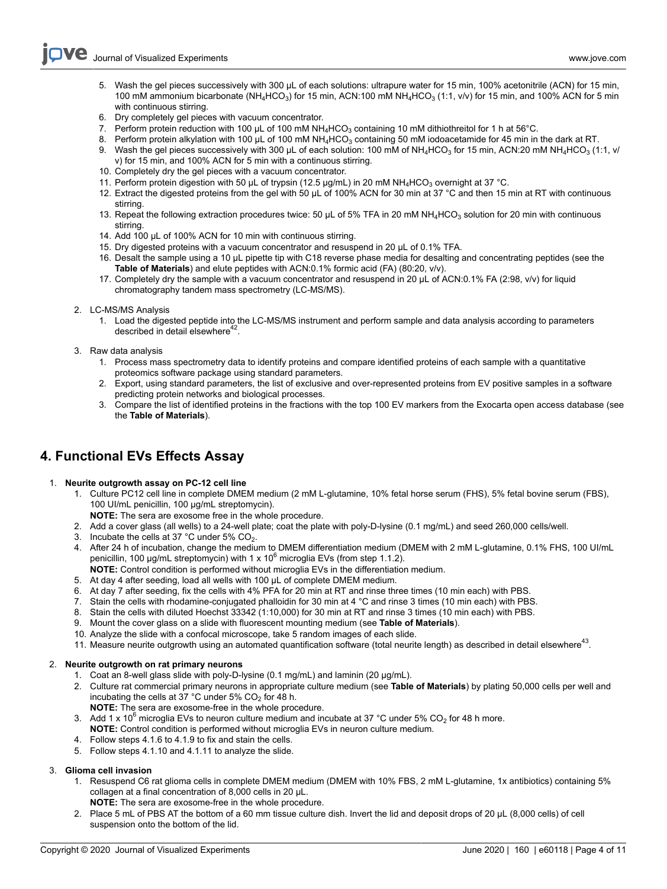5. Wash the gel pieces successively with 300 µL of each solutions: ultrapure water for 15 min, 100% acetonitrile (ACN) for 15 min, 100 mM ammonium bicarbonate ($NH_4HCO_3$) for 15 min, ACN:100 mM $NH_4HCO_3$ (1:1, v/v) for 15 min, and 100% ACN for 5 min with continuous stirring.
6. Dry completely gel pieces with vacuum concentrator.
7. Perform protein reduction with 100 µL of 100 mM $NH_4HCO_3$ containing 10 mM dithiothreitol for 1 h at 56°C.
8. Perform protein alkylation with 100 µL of 100 mM $NH_4HCO_3$ containing 50 mM iodoacetamide for 45 min in the dark at RT.
9. Wash the gel pieces successively with 300 µL of each solution: 100 mM of $NH_4HCO_3$ for 15 min, ACN:20 mM $NH_4HCO_3$ (1:1, v/v) for 15 min, and 100% ACN for 5 min with a continuous stirring.
10. Completely dry the gel pieces with a vacuum concentrator.
11. Perform protein digestion with 50 µL of trypsin (12.5 µg/mL) in 20 mM $NH_4HCO_3$ overnight at 37 °C.
12. Extract the digested proteins from the gel with 50 µL of 100% ACN for 30 min at 37 °C and then 15 min at RT with continuous stirring.
13. Repeat the following extraction procedures twice: 50 µL of 5% TFA in 20 mM $NH_4HCO_3$ solution for 20 min with continuous stirring.
14. Add 100 µL of 100% ACN for 10 min with continuous stirring.
15. Dry digested proteins with a vacuum concentrator and resuspend in 20 µL of 0.1% TFA.
16. Desalt the sample using a 10 µL pipette tip with C18 reverse phase media for desalting and concentrating peptides (see the **Table of Materials**) and elute peptides with ACN:0.1% formic acid (FA) (80:20, v/v).
17. Completely dry the sample with a vacuum concentrator and resuspend in 20 µL of ACN:0.1% FA (2:98, v/v) for liquid chromatography tandem mass spectrometry (LC-MS/MS).

2. LC-MS/MS Analysis
   1. Load the digested peptide into the LC-MS/MS instrument and perform sample and data analysis according to parameters described in detail elsewhere[42].

3. Raw data analysis
   1. Process mass spectrometry data to identify proteins and compare identified proteins of each sample with a quantitative proteomics software package using standard parameters.
   2. Export, using standard parameters, the list of exclusive and over-represented proteins from EV positive samples in a software predicting protein networks and biological processes.
   3. Compare the list of identified proteins in the fractions with the top 100 EV markers from the Exocarta open access database (see the **Table of Materials**).

## 4. Functional EVs Effects Assay

1. **Neurite outgrowth assay on PC-12 cell line**
   1. Culture PC12 cell line in complete DMEM medium (2 mM L-glutamine, 10% fetal horse serum (FHS), 5% fetal bovine serum (FBS), 100 UI/mL penicillin, 100 µg/mL streptomycin).
      **NOTE:** The sera are exosome free in the whole procedure.
   2. Add a cover glass (all wells) to a 24-well plate; coat the plate with poly-D-lysine (0.1 mg/mL) and seed 260,000 cells/well.
   3. Incubate the cells at 37 °C under 5% $CO_2$.
   4. After 24 h of incubation, change the medium to DMEM differentiation medium (DMEM with 2 mM L-glutamine, 0.1% FHS, 100 UI/mL penicillin, 100 µg/mL streptomycin) with 1 x $10^6$ microglia EVs (from step 1.1.2).
      **NOTE:** Control condition is performed without microglia EVs in the differentiation medium.
   5. At day 4 after seeding, load all wells with 100 µL of complete DMEM medium.
   6. At day 7 after seeding, fix the cells with 4% PFA for 20 min at RT and rinse three times (10 min each) with PBS.
   7. Stain the cells with rhodamine-conjugated phalloidin for 30 min at 4 °C and rinse 3 times (10 min each) with PBS.
   8. Stain the cells with diluted Hoechst 33342 (1:10,000) for 30 min at RT and rinse 3 times (10 min each) with PBS.
   9. Mount the cover glass on a slide with fluorescent mounting medium (see **Table of Materials**).
   10. Analyze the slide with a confocal microscope, take 5 random images of each slide.
   11. Measure neurite outgrowth using an automated quantification software (total neurite length) as described in detail elsewhere[43].

2. **Neurite outgrowth on rat primary neurons**
   1. Coat an 8-well glass slide with poly-D-lysine (0.1 mg/mL) and laminin (20 µg/mL).
   2. Culture rat commercial primary neurons in appropriate culture medium (see **Table of Materials**) by plating 50,000 cells per well and incubating the cells at 37 °C under 5% $CO_2$ for 48 h.
      **NOTE:** The sera are exosome-free in the whole procedure.
   3. Add 1 x $10^6$ microglia EVs to neuron culture medium and incubate at 37 °C under 5% $CO_2$ for 48 h more.
      **NOTE:** Control condition is performed without microglia EVs in neuron culture medium.
   4. Follow steps 4.1.6 to 4.1.9 to fix and stain the cells.
   5. Follow steps 4.1.10 and 4.1.11 to analyze the slide.

3. **Glioma cell invasion**
   1. Resuspend C6 rat glioma cells in complete DMEM medium (DMEM with 10% FBS, 2 mM L-glutamine, 1x antibiotics) containing 5% collagen at a final concentration of 8,000 cells in 20 µL.
      **NOTE:** The sera are exosome-free in the whole procedure.
   2. Place 5 mL of PBS AT the bottom of a 60 mm tissue culture dish. Invert the lid and deposit drops of 20 µL (8,000 cells) of cell suspension onto the bottom of the lid.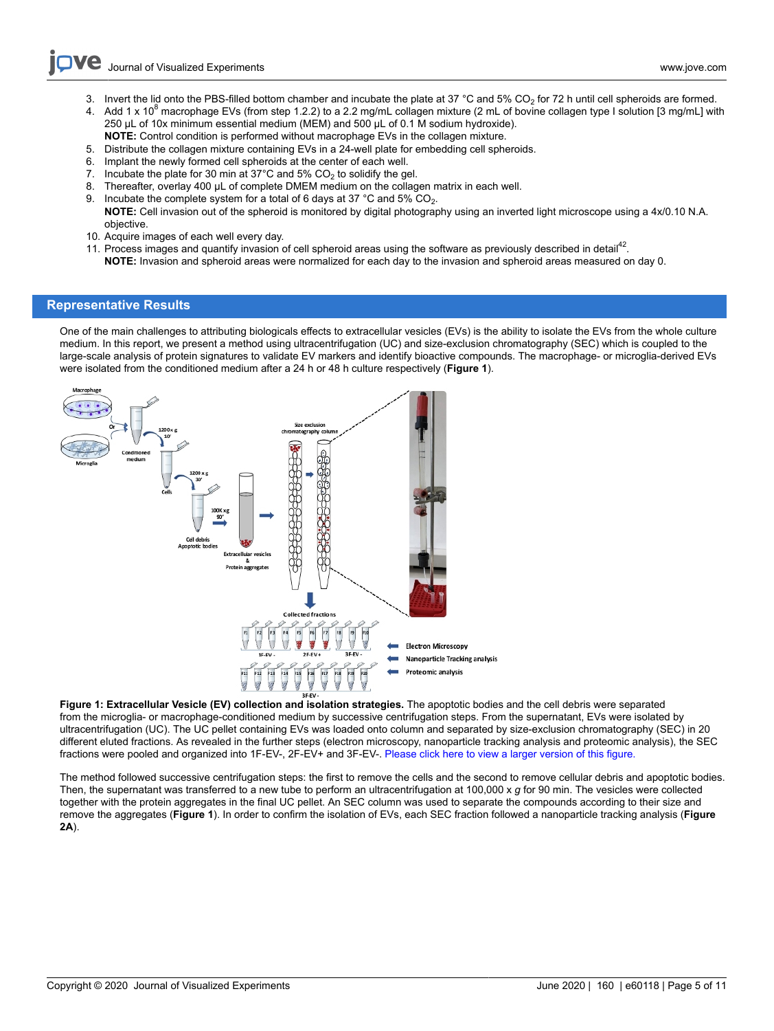3. Invert the lid onto the PBS-filled bottom chamber and incubate the plate at 37 °C and 5% $CO_2$ for 72 h until cell spheroids are formed.
4. Add 1 x $10^8$ macrophage EVs (from step 1.2.2) to a 2.2 mg/mL collagen mixture (2 mL of bovine collagen type I solution [3 mg/mL] with 250 µL of 10x minimum essential medium (MEM) and 500 µL of 0.1 M sodium hydroxide).
   **NOTE:** Control condition is performed without macrophage EVs in the collagen mixture.
5. Distribute the collagen mixture containing EVs in a 24-well plate for embedding cell spheroids.
6. Implant the newly formed cell spheroids at the center of each well.
7. Incubate the plate for 30 min at 37°C and 5% $CO_2$ to solidify the gel.
8. Thereafter, overlay 400 µL of complete DMEM medium on the collagen matrix in each well.
9. Incubate the complete system for a total of 6 days at 37 °C and 5% $CO_2$.
   **NOTE:** Cell invasion out of the spheroid is monitored by digital photography using an inverted light microscope using a 4x/0.10 N.A. objective.
10. Acquire images of each well every day.
11. Process images and quantify invasion of cell spheroid areas using the software as previously described in detail[42].
    **NOTE:** Invasion and spheroid areas were normalized for each day to the invasion and spheroid areas measured on day 0.

## Representative Results

One of the main challenges to attributing biologicals effects to extracellular vesicles (EVs) is the ability to isolate the EVs from the whole culture medium. In this report, we present a method using ultracentrifugation (UC) and size-exclusion chromatography (SEC) which is coupled to the large-scale analysis of protein signatures to validate EV markers and identify bioactive compounds. The macrophage- or microglia-derived EVs were isolated from the conditioned medium after a 24 h or 48 h culture respectively (**Figure 1**).

Macrophage
Or
Microglia
1200x g
10'
Conditioned medium
1200 x g
30'
Cells
100K x g
90'
Cell debris
Apoptotic bodies
Extracellular vesicles
&
Protein aggregates
Size exclusion chromatography column
Collected fractions
F1 F2 F3 F4 F5 F6 F7 F8 F9 F10
1F-EV - 2F-EV + 3F-EV -
F11 F12 F13 F14 F15 F16 F17 F18 F19 F20
3F-EV -
Electron Microscopy
Nanoparticle Tracking analysis
Proteomic analysis

**Figure 1: Extracellular Vesicle (EV) collection and isolation strategies.** The apoptotic bodies and the cell debris were separated from the microglia- or macrophage-conditioned medium by successive centrifugation steps. From the supernatant, EVs were isolated by ultracentrifugation (UC). The UC pellet containing EVs was loaded onto column and separated by size-exclusion chromatography (SEC) in 20 different eluted fractions. As revealed in the further steps (electron microscopy, nanoparticle tracking analysis and proteomic analysis), the SEC fractions were pooled and organized into 1F-EV-, 2F-EV+ and 3F-EV-. Please click here to view a larger version of this figure.

The method followed successive centrifugation steps: the first to remove the cells and the second to remove cellular debris and apoptotic bodies. Then, the supernatant was transferred to a new tube to perform an ultracentrifugation at 100,000 x *g* for 90 min. The vesicles were collected together with the protein aggregates in the final UC pellet. An SEC column was used to separate the compounds according to their size and remove the aggregates (**Figure 1**). In order to confirm the isolation of EVs, each SEC fraction followed a nanoparticle tracking analysis (**Figure 2A**).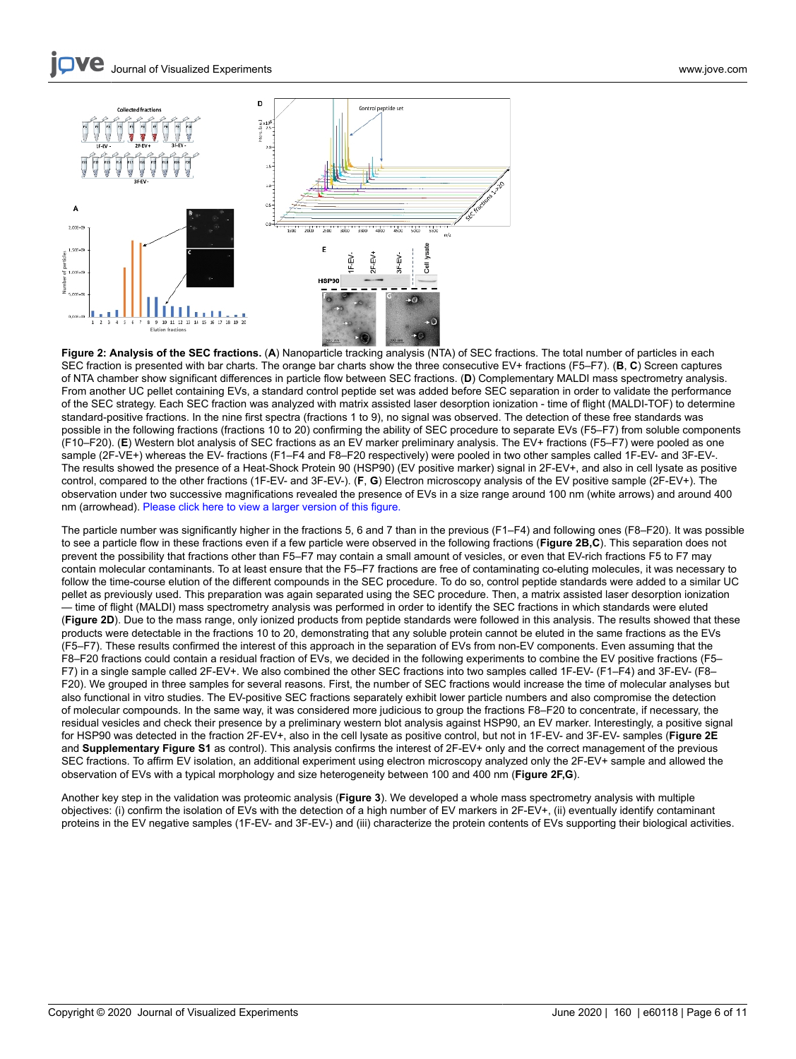**Figure 2: Analysis of the SEC fractions.** (**A**) Nanoparticle tracking analysis (NTA) of SEC fractions. The total number of particles in each SEC fraction is presented with bar charts. The orange bar charts show the three consecutive EV+ fractions (F5–F7). (**B**, **C**) Screen captures of NTA chamber show significant differences in particle flow between SEC fractions. (**D**) Complementary MALDI mass spectrometry analysis. From another UC pellet containing EVs, a standard control peptide set was added before SEC separation in order to validate the performance of the SEC strategy. Each SEC fraction was analyzed with matrix assisted laser desorption ionization - time of flight (MALDI-TOF) to determine standard-positive fractions. In the nine first spectra (fractions 1 to 9), no signal was observed. The detection of these free standards was possible in the following fractions (fractions 10 to 20) confirming the ability of SEC procedure to separate EVs (F5–F7) from soluble components (F10–F20). (**E**) Western blot analysis of SEC fractions as an EV marker preliminary analysis. The EV+ fractions (F5–F7) were pooled as one sample (2F-VE+) whereas the EV- fractions (F1–F4 and F8–F20 respectively) were pooled in two other samples called 1F-EV- and 3F-EV-. The results showed the presence of a Heat-Shock Protein 90 (HSP90) (EV positive marker) signal in 2F-EV+, and also in cell lysate as positive control, compared to the other fractions (1F-EV- and 3F-EV-). (**F**, **G**) Electron microscopy analysis of the EV positive sample (2F-EV+). The observation under two successive magnifications revealed the presence of EVs in a size range around 100 nm (white arrows) and around 400 nm (arrowhead). Please click here to view a larger version of this figure.

The particle number was significantly higher in the fractions 5, 6 and 7 than in the previous (F1–F4) and following ones (F8–F20). It was possible to see a particle flow in these fractions even if a few particle were observed in the following fractions (**Figure 2B,C**). This separation does not prevent the possibility that fractions other than F5–F7 may contain a small amount of vesicles, or even that EV-rich fractions F5 to F7 may contain molecular contaminants. To at least ensure that the F5–F7 fractions are free of contaminating co-eluting molecules, it was necessary to follow the time-course elution of the different compounds in the SEC procedure. To do so, control peptide standards were added to a similar UC pellet as previously used. This preparation was again separated using the SEC procedure. Then, a matrix assisted laser desorption ionization — time of flight (MALDI) mass spectrometry analysis was performed in order to identify the SEC fractions in which standards were eluted (**Figure 2D**). Due to the mass range, only ionized products from peptide standards were followed in this analysis. The results showed that these products were detectable in the fractions 10 to 20, demonstrating that any soluble protein cannot be eluted in the same fractions as the EVs (F5–F7). These results confirmed the interest of this approach in the separation of EVs from non-EV components. Even assuming that the F8–F20 fractions could contain a residual fraction of EVs, we decided in the following experiments to combine the EV positive fractions (F5–F7) in a single sample called 2F-EV+. We also combined the other SEC fractions into two samples called 1F-EV- (F1–F4) and 3F-EV- (F8–F20). We grouped in three samples for several reasons. First, the number of SEC fractions would increase the time of molecular analyses but also functional in vitro studies. The EV-positive SEC fractions separately exhibit lower particle numbers and also compromise the detection of molecular compounds. In the same way, it was considered more judicious to group the fractions F8–F20 to concentrate, if necessary, the residual vesicles and check their presence by a preliminary western blot analysis against HSP90, an EV marker. Interestingly, a positive signal for HSP90 was detected in the fraction 2F-EV+, also in the cell lysate as positive control, but not in 1F-EV- and 3F-EV- samples (**Figure 2E** and **Supplementary Figure S1** as control). This analysis confirms the interest of 2F-EV+ only and the correct management of the previous SEC fractions. To affirm EV isolation, an additional experiment using electron microscopy analyzed only the 2F-EV+ sample and allowed the observation of EVs with a typical morphology and size heterogeneity between 100 and 400 nm (**Figure 2F,G**).

Another key step in the validation was proteomic analysis (**Figure 3**). We developed a whole mass spectrometry analysis with multiple objectives: (i) confirm the isolation of EVs with the detection of a high number of EV markers in 2F-EV+, (ii) eventually identify contaminant proteins in the EV negative samples (1F-EV- and 3F-EV-) and (iii) characterize the protein contents of EVs supporting their biological activities.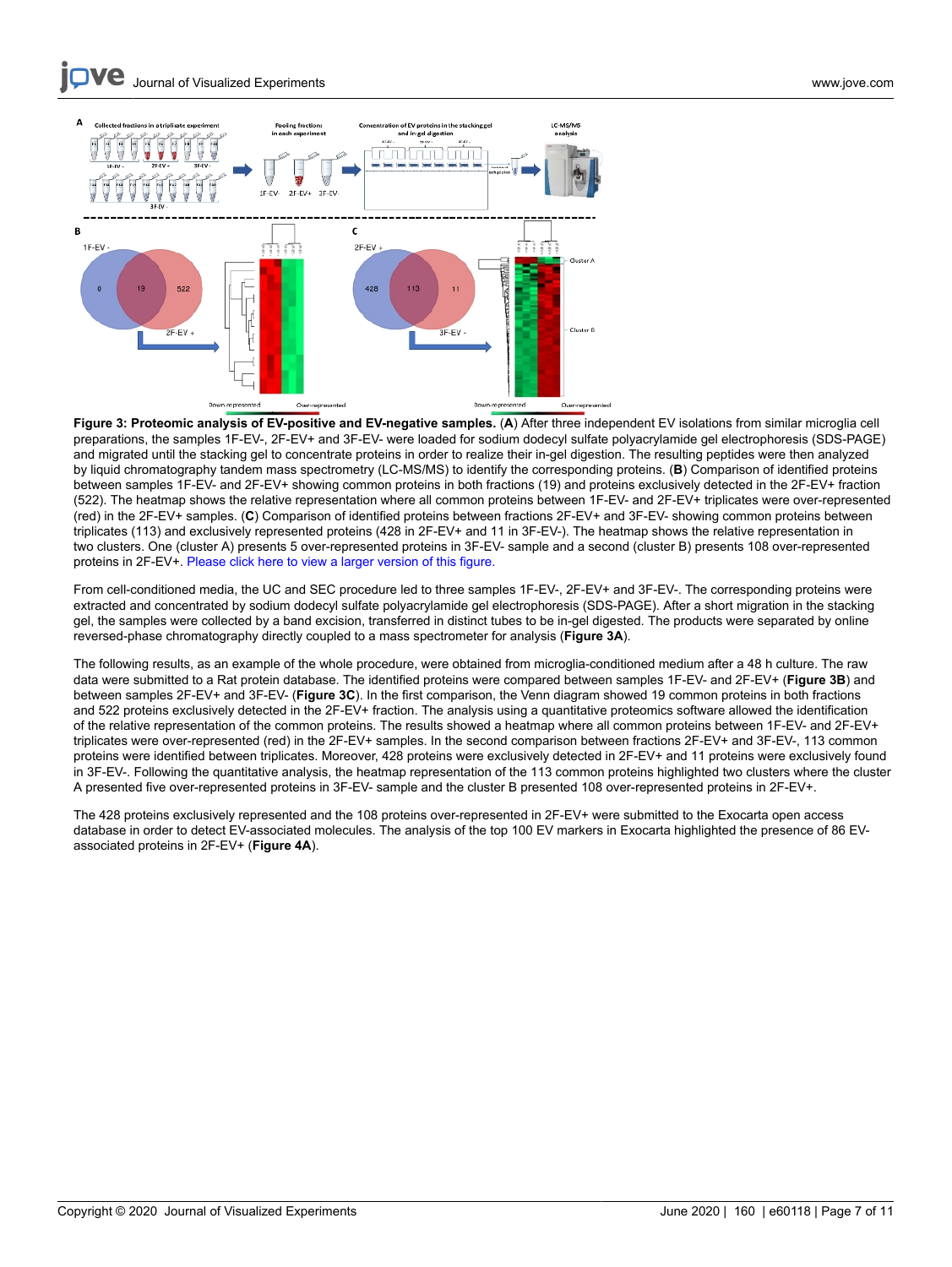A

Collected fractions in a triplicate experiment

Pooling fractions in each experiment

Concentration of EV proteins in the stacking gel and in-gel digestion

LC-MS/MS analysis

1F-EV-

2F-EV+

3F-EV-

B

1F-EV -

0

19

522

2F-EV +

Down-represented

Over-represented

C

2F-EV +

428

113

11

3F-EV -

Cluster A

Cluster B

Down-represented

Over-represented

**Figure 3: Proteomic analysis of EV-positive and EV-negative samples.** (**A**) After three independent EV isolations from similar microglia cell preparations, the samples 1F-EV-, 2F-EV+ and 3F-EV- were loaded for sodium dodecyl sulfate polyacrylamide gel electrophoresis (SDS-PAGE) and migrated until the stacking gel to concentrate proteins in order to realize their in-gel digestion. The resulting peptides were then analyzed by liquid chromatography tandem mass spectrometry (LC-MS/MS) to identify the corresponding proteins. (**B**) Comparison of identified proteins between samples 1F-EV- and 2F-EV+ showing common proteins in both fractions (19) and proteins exclusively detected in the 2F-EV+ fraction (522). The heatmap shows the relative representation where all common proteins between 1F-EV- and 2F-EV+ triplicates were over-represented (red) in the 2F-EV+ samples. (**C**) Comparison of identified proteins between fractions 2F-EV+ and 3F-EV- showing common proteins between triplicates (113) and exclusively represented proteins (428 in 2F-EV+ and 11 in 3F-EV-). The heatmap shows the relative representation in two clusters. One (cluster A) presents 5 over-represented proteins in 3F-EV- sample and a second (cluster B) presents 108 over-represented proteins in 2F-EV+. Please click here to view a larger version of this figure.

From cell-conditioned media, the UC and SEC procedure led to three samples 1F-EV-, 2F-EV+ and 3F-EV-. The corresponding proteins were extracted and concentrated by sodium dodecyl sulfate polyacrylamide gel electrophoresis (SDS-PAGE). After a short migration in the stacking gel, the samples were collected by a band excision, transferred in distinct tubes to be in-gel digested. The products were separated by online reversed-phase chromatography directly coupled to a mass spectrometer for analysis (**Figure 3A**).

The following results, as an example of the whole procedure, were obtained from microglia-conditioned medium after a 48 h culture. The raw data were submitted to a Rat protein database. The identified proteins were compared between samples 1F-EV- and 2F-EV+ (**Figure 3B**) and between samples 2F-EV+ and 3F-EV- (**Figure 3C**). In the first comparison, the Venn diagram showed 19 common proteins in both fractions and 522 proteins exclusively detected in the 2F-EV+ fraction. The analysis using a quantitative proteomics software allowed the identification of the relative representation of the common proteins. The results showed a heatmap where all common proteins between 1F-EV- and 2F-EV+ triplicates were over-represented (red) in the 2F-EV+ samples. In the second comparison between fractions 2F-EV+ and 3F-EV-, 113 common proteins were identified between triplicates. Moreover, 428 proteins were exclusively detected in 2F-EV+ and 11 proteins were exclusively found in 3F-EV-. Following the quantitative analysis, the heatmap representation of the 113 common proteins highlighted two clusters where the cluster A presented five over-represented proteins in 3F-EV- sample and the cluster B presented 108 over-represented proteins in 2F-EV+.

The 428 proteins exclusively represented and the 108 proteins over-represented in 2F-EV+ were submitted to the Exocarta open access database in order to detect EV-associated molecules. The analysis of the top 100 EV markers in Exocarta highlighted the presence of 86 EV-associated proteins in 2F-EV+ (**Figure 4A**).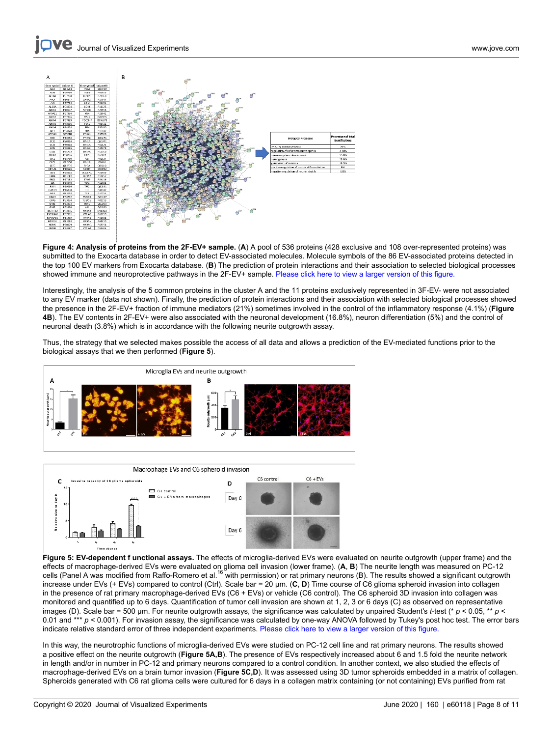**Figure 4: Analysis of proteins from the 2F-EV+ sample.** (**A**) A pool of 536 proteins (428 exclusive and 108 over-represented proteins) was submitted to the Exocarta database in order to detect EV-associated molecules. Molecule symbols of the 86 EV-associated proteins detected in the top 100 EV markers from Exocarta database. (**B**) The prediction of protein interactions and their association to selected biological processes showed immune and neuroprotective pathways in the 2F-EV+ sample. Please click here to view a larger version of this figure.

Interestingly, the analysis of the 5 common proteins in the cluster A and the 11 proteins exclusively represented in 3F-EV- were not associated to any EV marker (data not shown). Finally, the prediction of protein interactions and their association with selected biological processes showed the presence in the 2F-EV+ fraction of immune mediators (21%) sometimes involved in the control of the inflammatory response (4.1%) (**Figure 4B**). The EV contents in 2F-EV+ were also associated with the neuronal development (16.8%), neuron differentiation (5%) and the control of neuronal death (3.8%) which is in accordance with the following neurite outgrowth assay.

Thus, the strategy that we selected makes possible the access of all data and allows a prediction of the EV-mediated functions prior to the biological assays that we then performed (**Figure 5**).

**Figure 5: EV-dependent f unctional assays.** The effects of microglia-derived EVs were evaluated on neurite outgrowth (upper frame) and the effects of macrophage-derived EVs were evaluated on glioma cell invasion (lower frame). (**A**, **B**) The neurite length was measured on PC-12 cells (Panel A was modified from Raffo-Romero et al.[16] with permission) or rat primary neurons (B). The results showed a significant outgrowth increase under EVs (+ EVs) compared to control (Ctrl). Scale bar = 20 µm. (**C**, **D**) Time course of C6 glioma spheroid invasion into collagen in the presence of rat primary macrophage-derived EVs (C6 + EVs) or vehicle (C6 control). The C6 spheroid 3D invasion into collagen was monitored and quantified up to 6 days. Quantification of tumor cell invasion are shown at 1, 2, 3 or 6 days (C) as observed on representative images (D). Scale bar = 500 µm. For neurite outgrowth assays, the significance was calculated by unpaired Student's *t*-test (* $p < 0.05$, ** $p < 0.01$ and *** $p < 0.001$). For invasion assay, the significance was calculated by one-way ANOVA followed by Tukey's post hoc test. The error bars indicate relative standard error of three independent experiments. Please click here to view a larger version of this figure.

In this way, the neurotrophic functions of microglia-derived EVs were studied on PC-12 cell line and rat primary neurons. The results showed a positive effect on the neurite outgrowth (**Figure 5A,B**). The presence of EVs respectively increased about 6 and 1.5 fold the neurite network in length and/or in number in PC-12 and primary neurons compared to a control condition. In another context, we also studied the effects of macrophage-derived EVs on a brain tumor invasion (**Figure 5C,D**). It was assessed using 3D tumor spheroids embedded in a matrix of collagen. Spheroids generated with C6 rat glioma cells were cultured for 6 days in a collagen matrix containing (or not containing) EVs purified from rat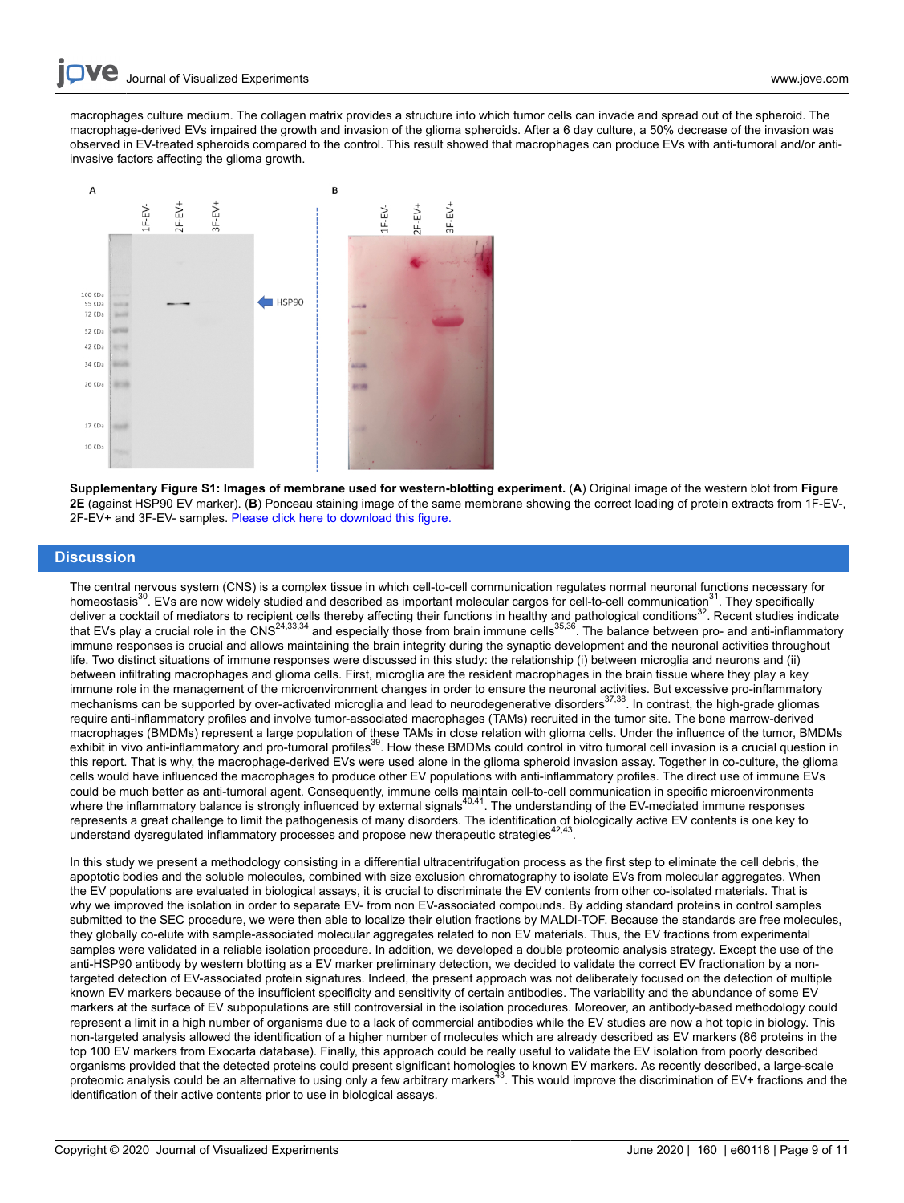macrophages culture medium. The collagen matrix provides a structure into which tumor cells can invade and spread out of the spheroid. The macrophage-derived EVs impaired the growth and invasion of the glioma spheroids. After a 6 day culture, a 50% decrease of the invasion was observed in EV-treated spheroids compared to the control. This result showed that macrophages can produce EVs with anti-tumoral and/or anti-invasive factors affecting the glioma growth.

A

1F-EV-
2F-EV+
3F-EV+

100 KDa
95 KDa
72 KDa
52 KDa
42 KDa
34 KDa
26 KDa
17 KDa
10 KDa

HSP90

B

1F-EV-
2F-EV+
3F-EV+

**Supplementary Figure S1: Images of membrane used for western-blotting experiment.** (**A**) Original image of the western blot from **Figure 2E** (against HSP90 EV marker). (**B**) Ponceau staining image of the same membrane showing the correct loading of protein extracts from 1F-EV-, 2F-EV+ and 3F-EV- samples. Please click here to download this figure.

## Discussion

The central nervous system (CNS) is a complex tissue in which cell-to-cell communication regulates normal neuronal functions necessary for homeostasis[30]. EVs are now widely studied and described as important molecular cargos for cell-to-cell communication[31]. They specifically deliver a cocktail of mediators to recipient cells thereby affecting their functions in healthy and pathological conditions[32]. Recent studies indicate that EVs play a crucial role in the CNS[24,33,34] and especially those from brain immune cells[35,36]. The balance between pro- and anti-inflammatory immune responses is crucial and allows maintaining the brain integrity during the synaptic development and the neuronal activities throughout life. Two distinct situations of immune responses were discussed in this study: the relationship (i) between microglia and neurons and (ii) between infiltrating macrophages and glioma cells. First, microglia are the resident macrophages in the brain tissue where they play a key immune role in the management of the microenvironment changes in order to ensure the neuronal activities. But excessive pro-inflammatory mechanisms can be supported by over-activated microglia and lead to neurodegenerative disorders[37,38]. In contrast, the high-grade gliomas require anti-inflammatory profiles and involve tumor-associated macrophages (TAMs) recruited in the tumor site. The bone marrow-derived macrophages (BMDMs) represent a large population of these TAMs in close relation with glioma cells. Under the influence of the tumor, BMDMs exhibit in vivo anti-inflammatory and pro-tumoral profiles[39]. How these BMDMs could control in vitro tumoral cell invasion is a crucial question in this report. That is why, the macrophage-derived EVs were used alone in the glioma spheroid invasion assay. Together in co-culture, the glioma cells would have influenced the macrophages to produce other EV populations with anti-inflammatory profiles. The direct use of immune EVs could be much better as anti-tumoral agent. Consequently, immune cells maintain cell-to-cell communication in specific microenvironments where the inflammatory balance is strongly influenced by external signals[40,41]. The understanding of the EV-mediated immune responses represents a great challenge to limit the pathogenesis of many disorders. The identification of biologically active EV contents is one key to understand dysregulated inflammatory processes and propose new therapeutic strategies[42,43].

In this study we present a methodology consisting in a differential ultracentrifugation process as the first step to eliminate the cell debris, the apoptotic bodies and the soluble molecules, combined with size exclusion chromatography to isolate EVs from molecular aggregates. When the EV populations are evaluated in biological assays, it is crucial to discriminate the EV contents from other co-isolated materials. That is why we improved the isolation in order to separate EV- from non EV-associated compounds. By adding standard proteins in control samples submitted to the SEC procedure, we were then able to localize their elution fractions by MALDI-TOF. Because the standards are free molecules, they globally co-elute with sample-associated molecular aggregates related to non EV materials. Thus, the EV fractions from experimental samples were validated in a reliable isolation procedure. In addition, we developed a double proteomic analysis strategy. Except the use of the anti-HSP90 antibody by western blotting as a EV marker preliminary detection, we decided to validate the correct EV fractionation by a non-targeted detection of EV-associated protein signatures. Indeed, the present approach was not deliberately focused on the detection of multiple known EV markers because of the insufficient specificity and sensitivity of certain antibodies. The variability and the abundance of some EV markers at the surface of EV subpopulations are still controversial in the isolation procedures. Moreover, an antibody-based methodology could represent a limit in a high number of organisms due to a lack of commercial antibodies while the EV studies are now a hot topic in biology. This non-targeted analysis allowed the identification of a higher number of molecules which are already described as EV markers (86 proteins in the top 100 EV markers from Exocarta database). Finally, this approach could be really useful to validate the EV isolation from poorly described organisms provided that the detected proteins could present significant homologies to known EV markers. As recently described, a large-scale proteomic analysis could be an alternative to using only a few arbitrary markers[43]. This would improve the discrimination of EV+ fractions and the identification of their active contents prior to use in biological assays.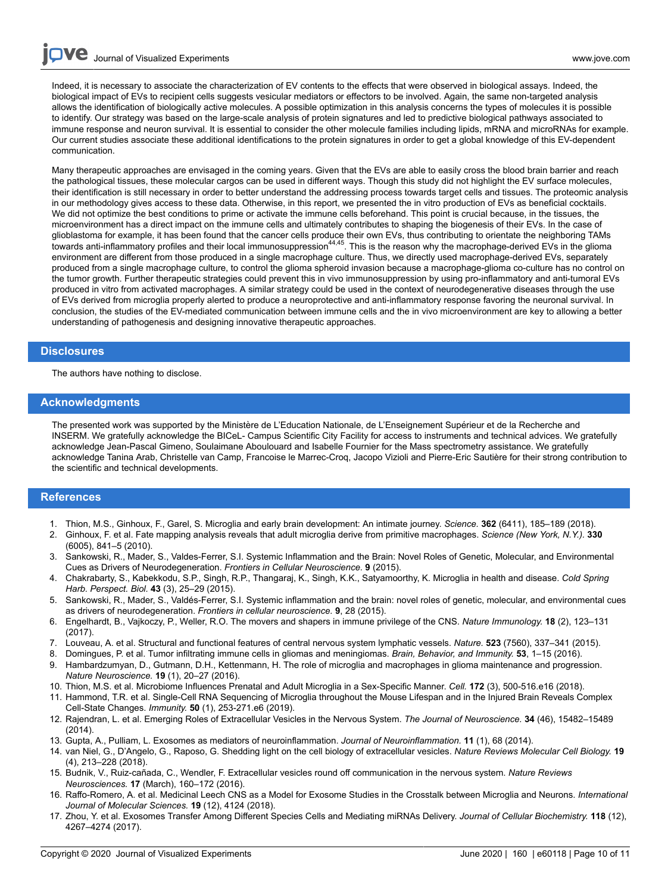Indeed, it is necessary to associate the characterization of EV contents to the effects that were observed in biological assays. Indeed, the biological impact of EVs to recipient cells suggests vesicular mediators or effectors to be involved. Again, the same non-targeted analysis allows the identification of biologically active molecules. A possible optimization in this analysis concerns the types of molecules it is possible to identify. Our strategy was based on the large-scale analysis of protein signatures and led to predictive biological pathways associated to immune response and neuron survival. It is essential to consider the other molecule families including lipids, mRNA and microRNAs for example. Our current studies associate these additional identifications to the protein signatures in order to get a global knowledge of this EV-dependent communication.

Many therapeutic approaches are envisaged in the coming years. Given that the EVs are able to easily cross the blood brain barrier and reach the pathological tissues, these molecular cargos can be used in different ways. Though this study did not highlight the EV surface molecules, their identification is still necessary in order to better understand the addressing process towards target cells and tissues. The proteomic analysis in our methodology gives access to these data. Otherwise, in this report, we presented the in vitro production of EVs as beneficial cocktails. We did not optimize the best conditions to prime or activate the immune cells beforehand. This point is crucial because, in the tissues, the microenvironment has a direct impact on the immune cells and ultimately contributes to shaping the biogenesis of their EVs. In the case of glioblastoma for example, it has been found that the cancer cells produce their own EVs, thus contributing to orientate the neighboring TAMs towards anti-inflammatory profiles and their local immunosuppression[44,45]. This is the reason why the macrophage-derived EVs in the glioma environment are different from those produced in a single macrophage culture. Thus, we directly used macrophage-derived EVs, separately produced from a single macrophage culture, to control the glioma spheroid invasion because a macrophage-glioma co-culture has no control on the tumor growth. Further therapeutic strategies could prevent this in vivo immunosuppression by using pro-inflammatory and anti-tumoral EVs produced in vitro from activated macrophages. A similar strategy could be used in the context of neurodegenerative diseases through the use of EVs derived from microglia properly alerted to produce a neuroprotective and anti-inflammatory response favoring the neuronal survival. In conclusion, the studies of the EV-mediated communication between immune cells and the in vivo microenvironment are key to allowing a better understanding of pathogenesis and designing innovative therapeutic approaches.

## Disclosures

The authors have nothing to disclose.

## Acknowledgments

The presented work was supported by the Ministère de L'Education Nationale, de L'Enseignement Supérieur et de la Recherche and INSERM. We gratefully acknowledge the BICeL- Campus Scientific City Facility for access to instruments and technical advices. We gratefully acknowledge Jean-Pascal Gimeno, Soulaimane Aboulouard and Isabelle Fournier for the Mass spectrometry assistance. We gratefully acknowledge Tanina Arab, Christelle van Camp, Francoise le Marrec-Croq, Jacopo Vizioli and Pierre-Eric Sautière for their strong contribution to the scientific and technical developments.

## References

1. Thion, M.S., Ginhoux, F., Garel, S. Microglia and early brain development: An intimate journey. *Science.* **362** (6411), 185–189 (2018).
2. Ginhoux, F. et al. Fate mapping analysis reveals that adult microglia derive from primitive macrophages. *Science (New York, N.Y.).* **330** (6005), 841–5 (2010).
3. Sankowski, R., Mader, S., Valdes-Ferrer, S.I. Systemic Inflammation and the Brain: Novel Roles of Genetic, Molecular, and Environmental Cues as Drivers of Neurodegeneration. *Frontiers in Cellular Neuroscience.* **9** (2015).
4. Chakrabarty, S., Kabekkodu, S.P., Singh, R.P., Thangaraj, K., Singh, K.K., Satyamoorthy, K. Microglia in health and disease. *Cold Spring Harb. Perspect. Biol.* **43** (3), 25–29 (2015).
5. Sankowski, R., Mader, S., Valdés-Ferrer, S.I. Systemic inflammation and the brain: novel roles of genetic, molecular, and environmental cues as drivers of neurodegeneration. *Frontiers in cellular neuroscience.* **9**, 28 (2015).
6. Engelhardt, B., Vajkoczy, P., Weller, R.O. The movers and shapers in immune privilege of the CNS. *Nature Immunology.* **18** (2), 123–131 (2017).
7. Louveau, A. et al. Structural and functional features of central nervous system lymphatic vessels. *Nature.* **523** (7560), 337–341 (2015).
8. Domingues, P. et al. Tumor infiltrating immune cells in gliomas and meningiomas. *Brain, Behavior, and Immunity.* **53**, 1–15 (2016).
9. Hambardzumyan, D., Gutmann, D.H., Kettenmann, H. The role of microglia and macrophages in glioma maintenance and progression. *Nature Neuroscience.* **19** (1), 20–27 (2016).
10. Thion, M.S. et al. Microbiome Influences Prenatal and Adult Microglia in a Sex-Specific Manner. *Cell.* **172** (3), 500-516.e16 (2018).
11. Hammond, T.R. et al. Single-Cell RNA Sequencing of Microglia throughout the Mouse Lifespan and in the Injured Brain Reveals Complex Cell-State Changes. *Immunity.* **50** (1), 253-271.e6 (2019).
12. Rajendran, L. et al. Emerging Roles of Extracellular Vesicles in the Nervous System. *The Journal of Neuroscience.* **34** (46), 15482–15489 (2014).
13. Gupta, A., Pulliam, L. Exosomes as mediators of neuroinflammation. *Journal of Neuroinflammation.* **11** (1), 68 (2014).
14. van Niel, G., D'Angelo, G., Raposo, G. Shedding light on the cell biology of extracellular vesicles. *Nature Reviews Molecular Cell Biology.* **19** (4), 213–228 (2018).
15. Budnik, V., Ruiz-cañada, C., Wendler, F. Extracellular vesicles round off communication in the nervous system. *Nature Reviews Neurosciences.* **17** (March), 160–172 (2016).
16. Raffo-Romero, A. et al. Medicinal Leech CNS as a Model for Exosome Studies in the Crosstalk between Microglia and Neurons. *International Journal of Molecular Sciences.* **19** (12), 4124 (2018).
17. Zhou, Y. et al. Exosomes Transfer Among Different Species Cells and Mediating miRNAs Delivery. *Journal of Cellular Biochemistry.* **118** (12), 4267–4274 (2017).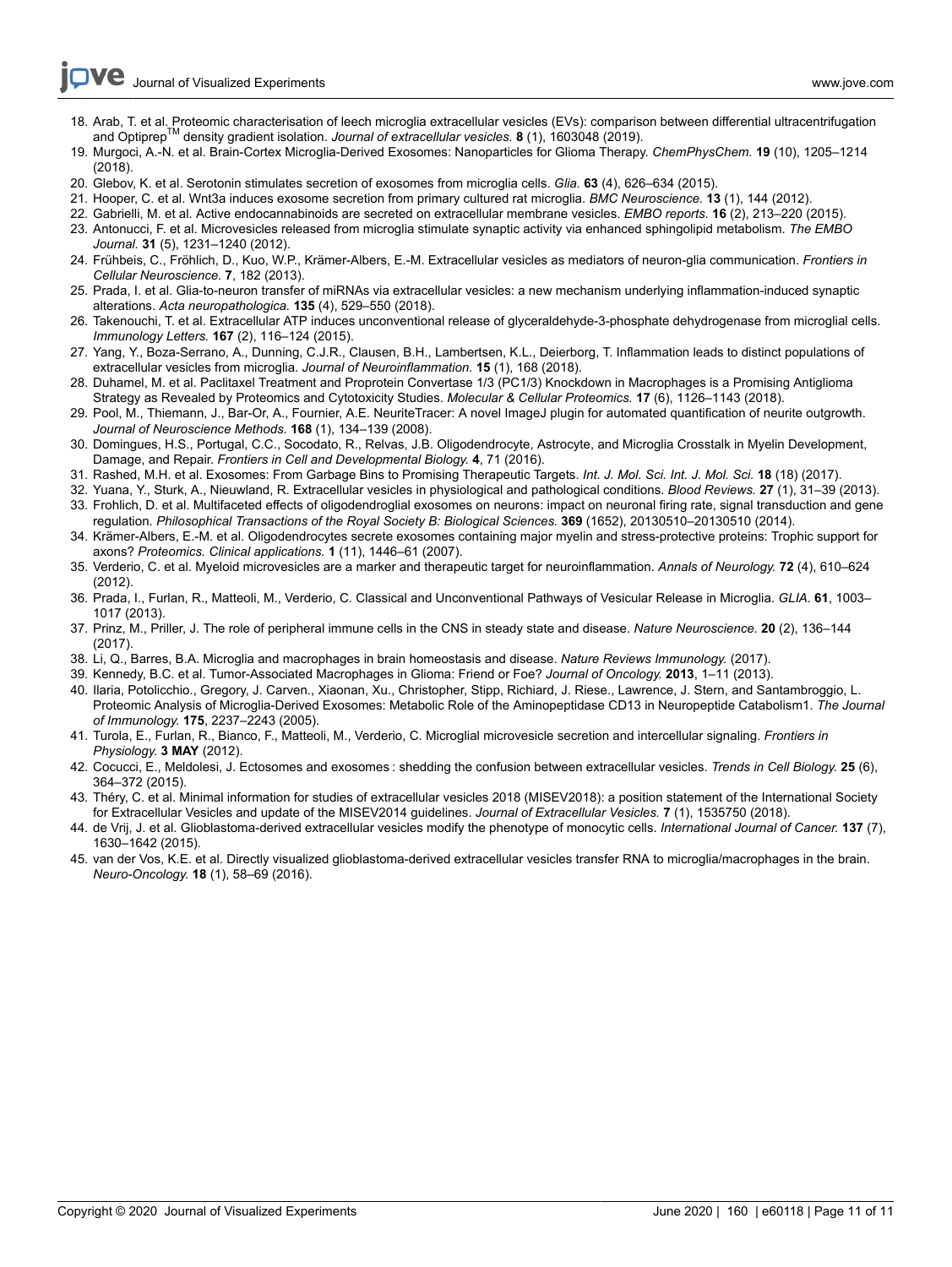18. Arab, T. et al. Proteomic characterisation of leech microglia extracellular vesicles (EVs): comparison between differential ultracentrifugation and Optiprep$^{TM}$ density gradient isolation. *Journal of extracellular vesicles.* **8** (1), 1603048 (2019).
19. Murgoci, A.-N. et al. Brain-Cortex Microglia-Derived Exosomes: Nanoparticles for Glioma Therapy. *ChemPhysChem.* **19** (10), 1205–1214 (2018).
20. Glebov, K. et al. Serotonin stimulates secretion of exosomes from microglia cells. *Glia.* **63** (4), 626–634 (2015).
21. Hooper, C. et al. Wnt3a induces exosome secretion from primary cultured rat microglia. *BMC Neuroscience.* **13** (1), 144 (2012).
22. Gabrielli, M. et al. Active endocannabinoids are secreted on extracellular membrane vesicles. *EMBO reports.* **16** (2), 213–220 (2015).
23. Antonucci, F. et al. Microvesicles released from microglia stimulate synaptic activity via enhanced sphingolipid metabolism. *The EMBO Journal.* **31** (5), 1231–1240 (2012).
24. Frühbeis, C., Fröhlich, D., Kuo, W.P., Krämer-Albers, E.-M. Extracellular vesicles as mediators of neuron-glia communication. *Frontiers in Cellular Neuroscience.* **7**, 182 (2013).
25. Prada, I. et al. Glia-to-neuron transfer of miRNAs via extracellular vesicles: a new mechanism underlying inflammation-induced synaptic alterations. *Acta neuropathologica.* **135** (4), 529–550 (2018).
26. Takenouchi, T. et al. Extracellular ATP induces unconventional release of glyceraldehyde-3-phosphate dehydrogenase from microglial cells. *Immunology Letters.* **167** (2), 116–124 (2015).
27. Yang, Y., Boza-Serrano, A., Dunning, C.J.R., Clausen, B.H., Lambertsen, K.L., Deierborg, T. Inflammation leads to distinct populations of extracellular vesicles from microglia. *Journal of Neuroinflammation.* **15** (1), 168 (2018).
28. Duhamel, M. et al. Paclitaxel Treatment and Proprotein Convertase 1/3 (PC1/3) Knockdown in Macrophages is a Promising Antiglioma Strategy as Revealed by Proteomics and Cytotoxicity Studies. *Molecular & Cellular Proteomics.* **17** (6), 1126–1143 (2018).
29. Pool, M., Thiemann, J., Bar-Or, A., Fournier, A.E. NeuriteTracer: A novel ImageJ plugin for automated quantification of neurite outgrowth. *Journal of Neuroscience Methods.* **168** (1), 134–139 (2008).
30. Domingues, H.S., Portugal, C.C., Socodato, R., Relvas, J.B. Oligodendrocyte, Astrocyte, and Microglia Crosstalk in Myelin Development, Damage, and Repair. *Frontiers in Cell and Developmental Biology.* **4**, 71 (2016).
31. Rashed, M.H. et al. Exosomes: From Garbage Bins to Promising Therapeutic Targets. *Int. J. Mol. Sci. Int. J. Mol. Sci.* **18** (18) (2017).
32. Yuana, Y., Sturk, A., Nieuwland, R. Extracellular vesicles in physiological and pathological conditions. *Blood Reviews.* **27** (1), 31–39 (2013).
33. Frohlich, D. et al. Multifaceted effects of oligodendroglial exosomes on neurons: impact on neuronal firing rate, signal transduction and gene regulation. *Philosophical Transactions of the Royal Society B: Biological Sciences.* **369** (1652), 20130510–20130510 (2014).
34. Krämer-Albers, E.-M. et al. Oligodendrocytes secrete exosomes containing major myelin and stress-protective proteins: Trophic support for axons? *Proteomics. Clinical applications.* **1** (11), 1446–61 (2007).
35. Verderio, C. et al. Myeloid microvesicles are a marker and therapeutic target for neuroinflammation. *Annals of Neurology.* **72** (4), 610–624 (2012).
36. Prada, I., Furlan, R., Matteoli, M., Verderio, C. Classical and Unconventional Pathways of Vesicular Release in Microglia. *GLIA.* **61**, 1003–1017 (2013).
37. Prinz, M., Priller, J. The role of peripheral immune cells in the CNS in steady state and disease. *Nature Neuroscience.* **20** (2), 136–144 (2017).
38. Li, Q., Barres, B.A. Microglia and macrophages in brain homeostasis and disease. *Nature Reviews Immunology.* (2017).
39. Kennedy, B.C. et al. Tumor-Associated Macrophages in Glioma: Friend or Foe? *Journal of Oncology.* **2013**, 1–11 (2013).
40. Ilaria, Potolicchio., Gregory, J. Carven., Xiaonan, Xu., Christopher, Stipp, Richiard, J. Riese., Lawrence, J. Stern, and Santambroggio, L. Proteomic Analysis of Microglia-Derived Exosomes: Metabolic Role of the Aminopeptidase CD13 in Neuropeptide Catabolism1. *The Journal of Immunology.* **175**, 2237–2243 (2005).
41. Turola, E., Furlan, R., Bianco, F., Matteoli, M., Verderio, C. Microglial microvesicle secretion and intercellular signaling. *Frontiers in Physiology.* **3 MAY** (2012).
42. Cocucci, E., Meldolesi, J. Ectosomes and exosomes : shedding the confusion between extracellular vesicles. *Trends in Cell Biology.* **25** (6), 364–372 (2015).
43. Théry, C. et al. Minimal information for studies of extracellular vesicles 2018 (MISEV2018): a position statement of the International Society for Extracellular Vesicles and update of the MISEV2014 guidelines. *Journal of Extracellular Vesicles.* **7** (1), 1535750 (2018).
44. de Vrij, J. et al. Glioblastoma-derived extracellular vesicles modify the phenotype of monocytic cells. *International Journal of Cancer.* **137** (7), 1630–1642 (2015).
45. van der Vos, K.E. et al. Directly visualized glioblastoma-derived extracellular vesicles transfer RNA to microglia/macrophages in the brain. *Neuro-Oncology.* **18** (1), 58–69 (2016).